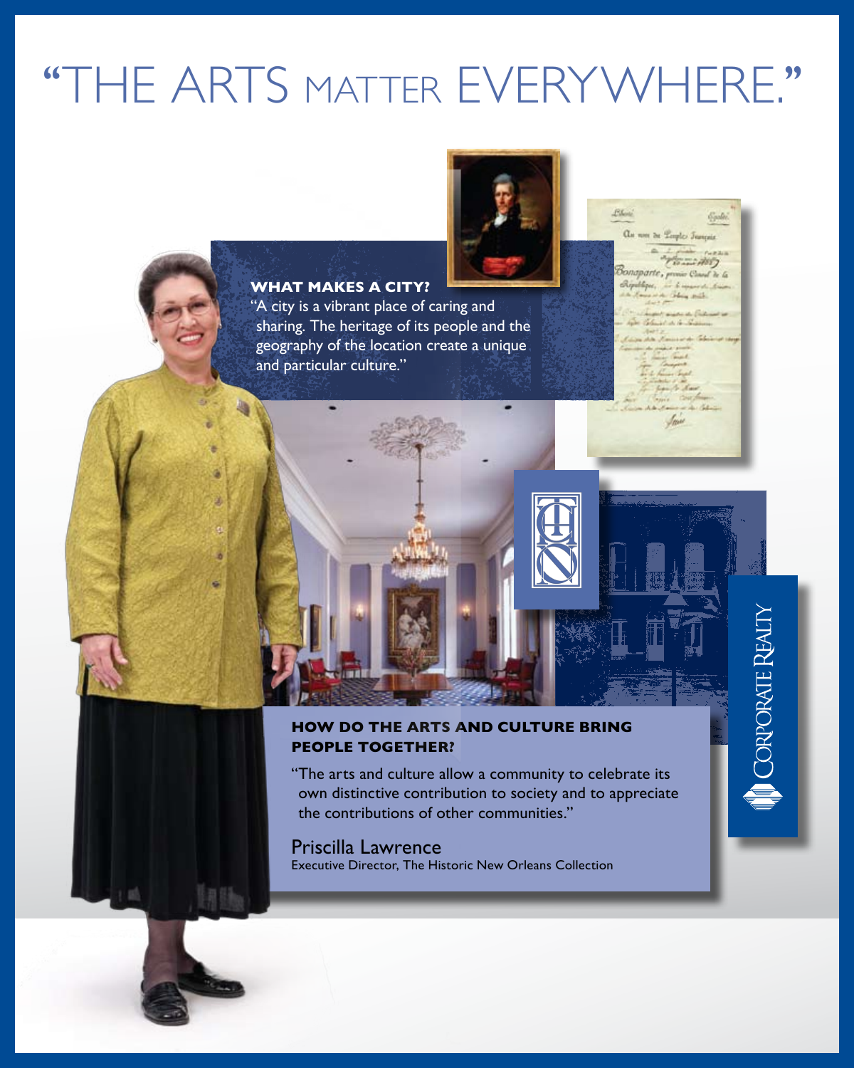# "THE ARTS MATTER EVERYWHERE."

**WHAT MAKES A CITY?**

"A city is a vibrant place of caring and sharing. The heritage of its people and the geography of the location create a unique and particular culture."

**HOW DO THE ARTS AND CULTURE BRING PEOPLE TOGETHER?**

"The arts and culture allow a community to celebrate its own distinctive contribution to society and to appreciate the contributions of other communities."

Priscilla Lawrence
Executive Director, The Historic New Orleans Collection

CORPORATE REALTY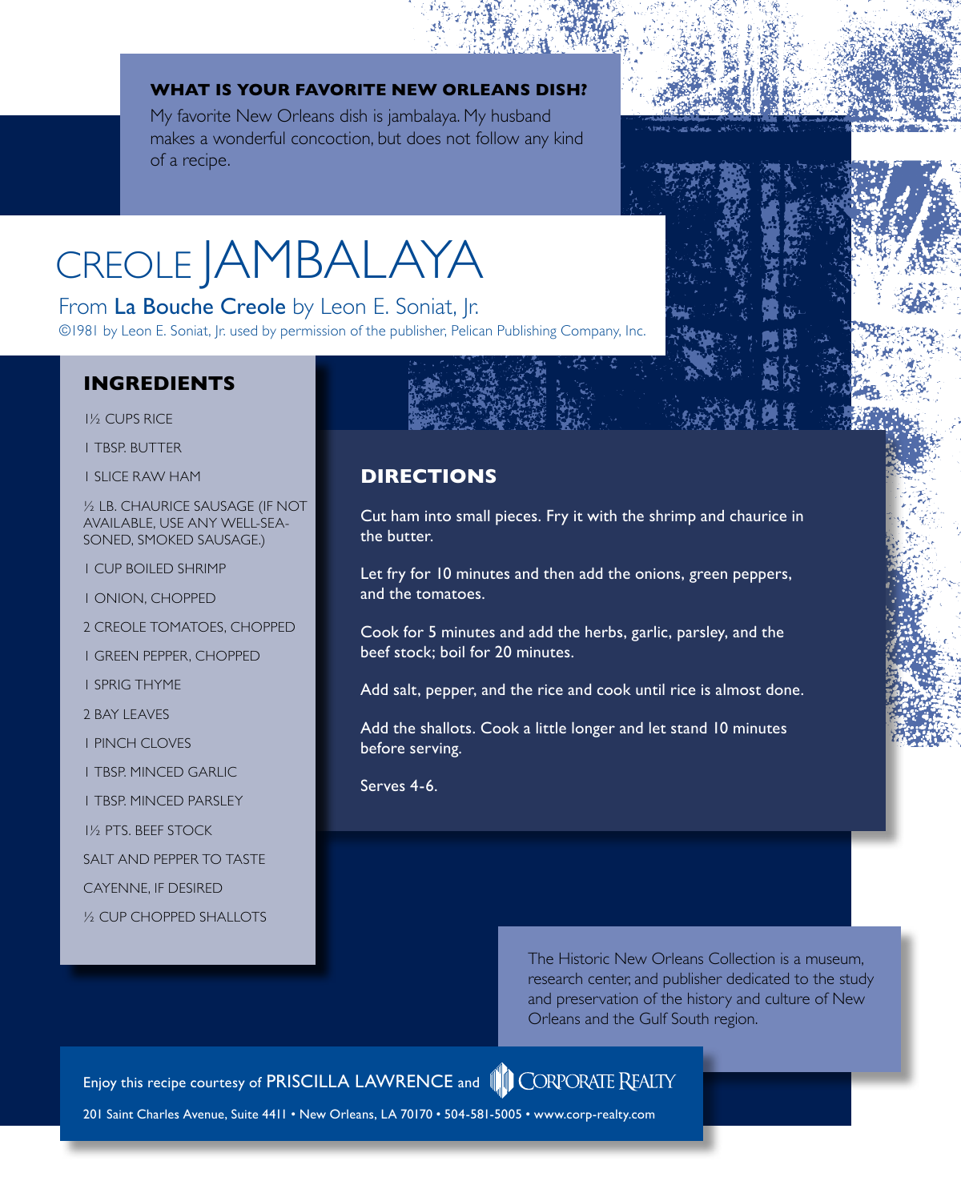**WHAT IS YOUR FAVORITE NEW ORLEANS DISH?**

My favorite New Orleans dish is jambalaya. My husband makes a wonderful concoction, but does not follow any kind of a recipe.

# CREOLE JAMBALAYA

From **La Bouche Creole** by Leon E. Soniat, Jr.

©1981 by Leon E. Soniat, Jr. used by permission of the publisher, Pelican Publishing Company, Inc.

## INGREDIENTS

1½ CUPS RICE

1 TBSP. BUTTER

1 SLICE RAW HAM

½ LB. CHAURICE SAUSAGE (IF NOT AVAILABLE, USE ANY WELL-SEASONED, SMOKED SAUSAGE.)

1 CUP BOILED SHRIMP

1 ONION, CHOPPED

2 CREOLE TOMATOES, CHOPPED

1 GREEN PEPPER, CHOPPED

1 SPRIG THYME

2 BAY LEAVES

1 PINCH CLOVES

1 TBSP. MINCED GARLIC

1 TBSP. MINCED PARSLEY

1½ PTS. BEEF STOCK

SALT AND PEPPER TO TASTE

CAYENNE, IF DESIRED

½ CUP CHOPPED SHALLOTS

## DIRECTIONS

Cut ham into small pieces. Fry it with the shrimp and chaurice in the butter.

Let fry for 10 minutes and then add the onions, green peppers, and the tomatoes.

Cook for 5 minutes and add the herbs, garlic, parsley, and the beef stock; boil for 20 minutes.

Add salt, pepper, and the rice and cook until rice is almost done.

Add the shallots. Cook a little longer and let stand 10 minutes before serving.

Serves 4-6.

The Historic New Orleans Collection is a museum, research center, and publisher dedicated to the study and preservation of the history and culture of New Orleans and the Gulf South region.

Enjoy this recipe courtesy of PRISCILLA LAWRENCE and CORPORATE REALTY

201 Saint Charles Avenue, Suite 4411 • New Orleans, LA 70170 • 504-581-5005 • www.corp-realty.com